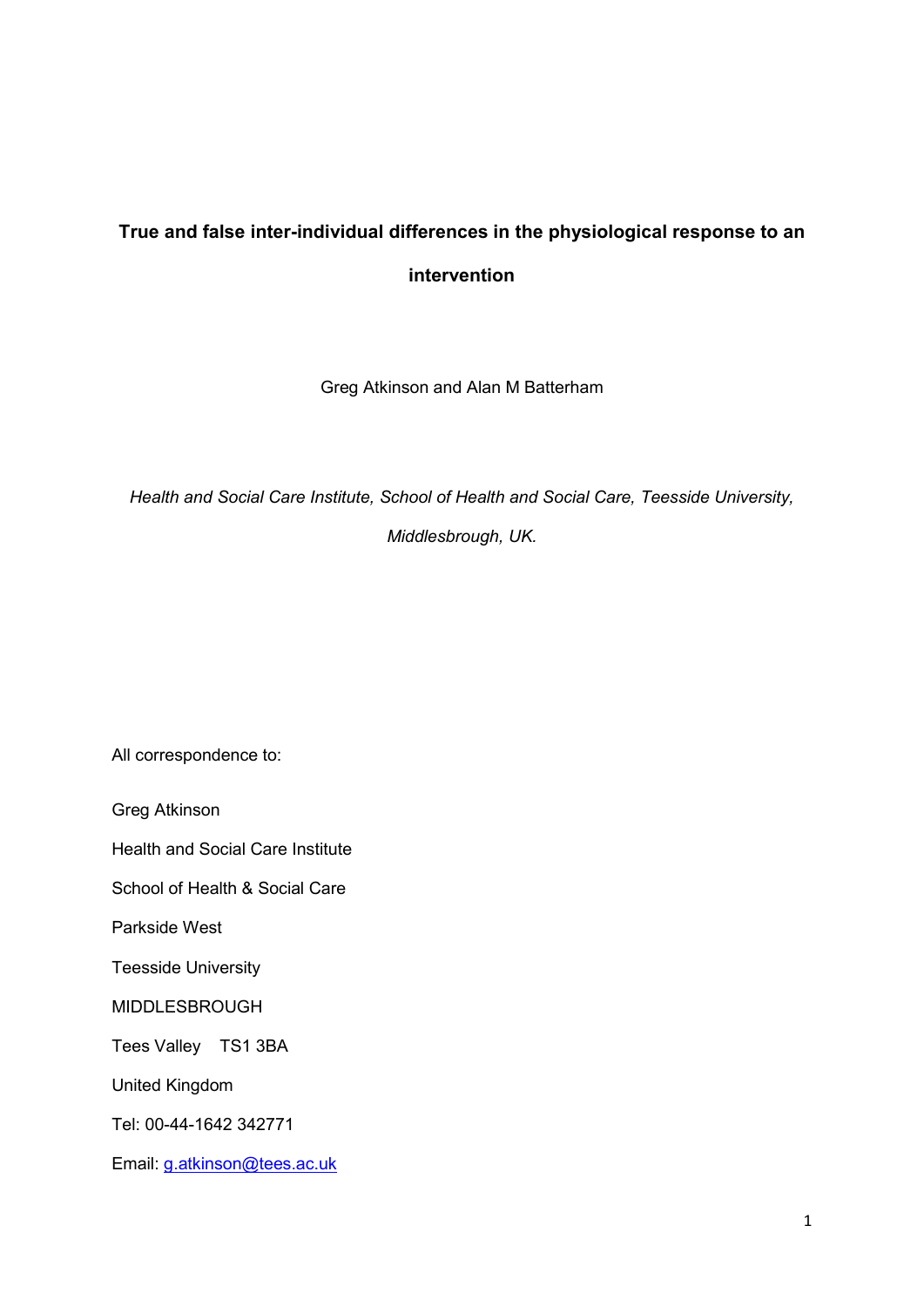# True and false inter-individual differences in the physiological response to an intervention

Greg Atkinson and Alan M Batterham

*Health and Social Care Institute, School of Health and Social Care, Teesside University, Middlesbrough, UK.*

All correspondence to:

Greg Atkinson

Health and Social Care Institute

School of Health & Social Care

Parkside West

Teesside University

MIDDLESBROUGH

Tees Valley TS1 3BA

United Kingdom

Tel: 00-44-1642 342771

Email: g.atkinson@tees.ac.uk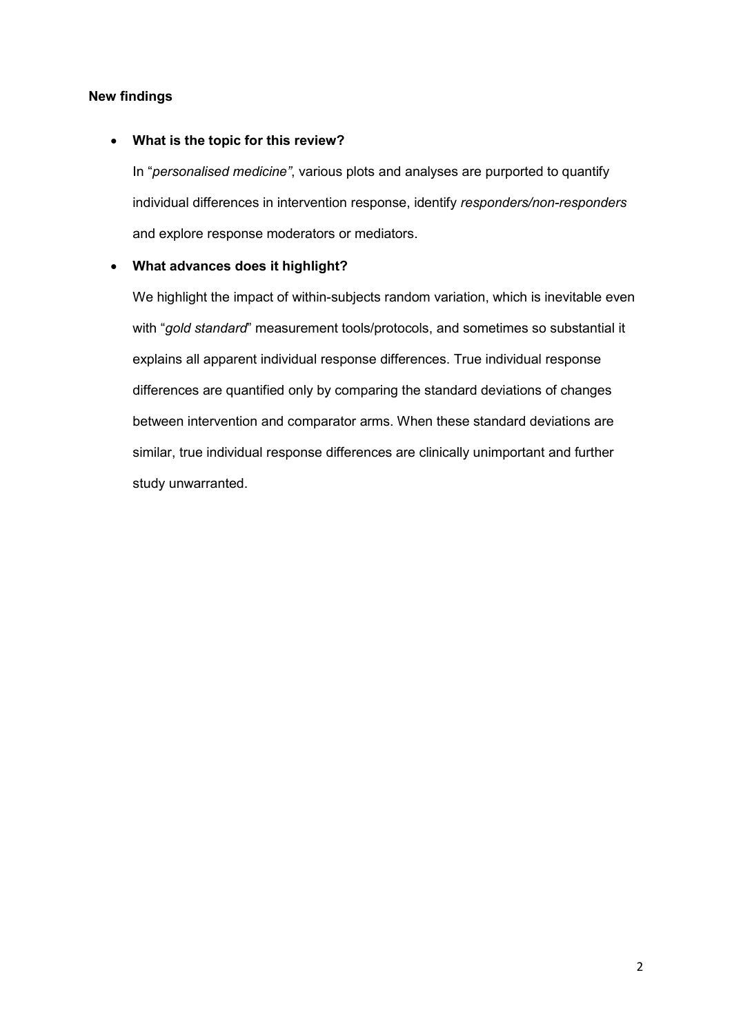**New findings**

- **What is the topic for this review?**

  In "*personalised medicine"*, various plots and analyses are purported to quantify individual differences in intervention response, identify *responders/non-responders* and explore response moderators or mediators.

- **What advances does it highlight?**

  We highlight the impact of within-subjects random variation, which is inevitable even with "*gold standard*" measurement tools/protocols, and sometimes so substantial it explains all apparent individual response differences. True individual response differences are quantified only by comparing the standard deviations of changes between intervention and comparator arms. When these standard deviations are similar, true individual response differences are clinically unimportant and further study unwarranted.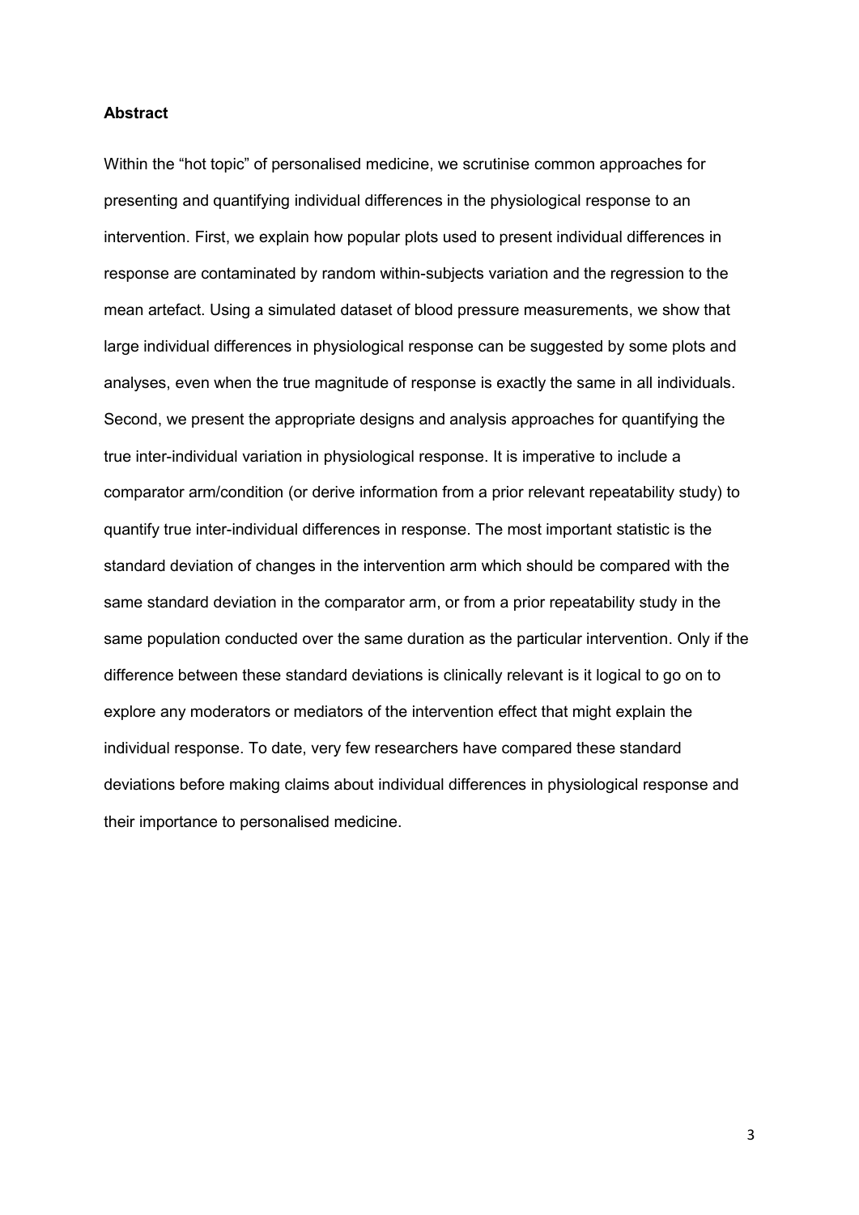**Abstract**

Within the "hot topic" of personalised medicine, we scrutinise common approaches for presenting and quantifying individual differences in the physiological response to an intervention. First, we explain how popular plots used to present individual differences in response are contaminated by random within-subjects variation and the regression to the mean artefact. Using a simulated dataset of blood pressure measurements, we show that large individual differences in physiological response can be suggested by some plots and analyses, even when the true magnitude of response is exactly the same in all individuals. Second, we present the appropriate designs and analysis approaches for quantifying the true inter-individual variation in physiological response. It is imperative to include a comparator arm/condition (or derive information from a prior relevant repeatability study) to quantify true inter-individual differences in response. The most important statistic is the standard deviation of changes in the intervention arm which should be compared with the same standard deviation in the comparator arm, or from a prior repeatability study in the same population conducted over the same duration as the particular intervention. Only if the difference between these standard deviations is clinically relevant is it logical to go on to explore any moderators or mediators of the intervention effect that might explain the individual response. To date, very few researchers have compared these standard deviations before making claims about individual differences in physiological response and their importance to personalised medicine.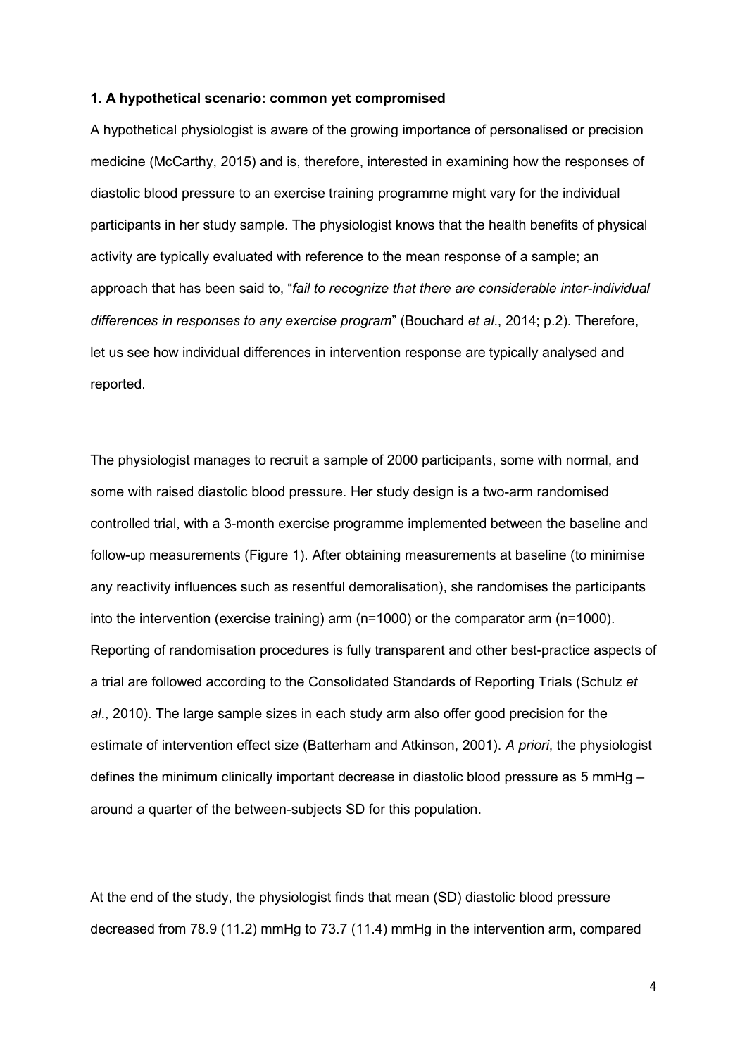### 1. A hypothetical scenario: common yet compromised

A hypothetical physiologist is aware of the growing importance of personalised or precision medicine (McCarthy, 2015) and is, therefore, interested in examining how the responses of diastolic blood pressure to an exercise training programme might vary for the individual participants in her study sample. The physiologist knows that the health benefits of physical activity are typically evaluated with reference to the mean response of a sample; an approach that has been said to, "*fail to recognize that there are considerable inter-individual differences in responses to any exercise program*" (Bouchard *et al*., 2014; p.2). Therefore, let us see how individual differences in intervention response are typically analysed and reported.

The physiologist manages to recruit a sample of 2000 participants, some with normal, and some with raised diastolic blood pressure. Her study design is a two-arm randomised controlled trial, with a 3-month exercise programme implemented between the baseline and follow-up measurements (Figure 1). After obtaining measurements at baseline (to minimise any reactivity influences such as resentful demoralisation), she randomises the participants into the intervention (exercise training) arm (n=1000) or the comparator arm (n=1000). Reporting of randomisation procedures is fully transparent and other best-practice aspects of a trial are followed according to the Consolidated Standards of Reporting Trials (Schulz *et al*., 2010). The large sample sizes in each study arm also offer good precision for the estimate of intervention effect size (Batterham and Atkinson, 2001). *A priori*, the physiologist defines the minimum clinically important decrease in diastolic blood pressure as 5 mmHg – around a quarter of the between-subjects SD for this population.

At the end of the study, the physiologist finds that mean (SD) diastolic blood pressure decreased from 78.9 (11.2) mmHg to 73.7 (11.4) mmHg in the intervention arm, compared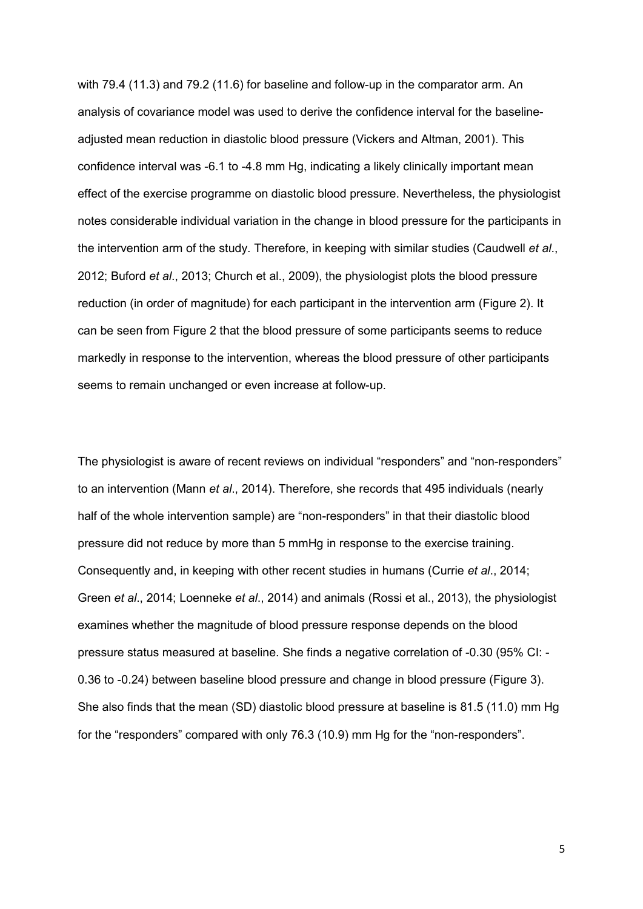with 79.4 (11.3) and 79.2 (11.6) for baseline and follow-up in the comparator arm. An analysis of covariance model was used to derive the confidence interval for the baseline-adjusted mean reduction in diastolic blood pressure (Vickers and Altman, 2001). This confidence interval was -6.1 to -4.8 mm Hg, indicating a likely clinically important mean effect of the exercise programme on diastolic blood pressure. Nevertheless, the physiologist notes considerable individual variation in the change in blood pressure for the participants in the intervention arm of the study. Therefore, in keeping with similar studies (Caudwell *et al*., 2012; Buford *et al*., 2013; Church et al., 2009), the physiologist plots the blood pressure reduction (in order of magnitude) for each participant in the intervention arm (Figure 2). It can be seen from Figure 2 that the blood pressure of some participants seems to reduce markedly in response to the intervention, whereas the blood pressure of other participants seems to remain unchanged or even increase at follow-up.

The physiologist is aware of recent reviews on individual "responders" and "non-responders" to an intervention (Mann *et al*., 2014). Therefore, she records that 495 individuals (nearly half of the whole intervention sample) are "non-responders" in that their diastolic blood pressure did not reduce by more than 5 mmHg in response to the exercise training. Consequently and, in keeping with other recent studies in humans (Currie *et al*., 2014; Green *et al*., 2014; Loenneke *et al*., 2014) and animals (Rossi et al., 2013), the physiologist examines whether the magnitude of blood pressure response depends on the blood pressure status measured at baseline. She finds a negative correlation of -0.30 (95% CI: -0.36 to -0.24) between baseline blood pressure and change in blood pressure (Figure 3). She also finds that the mean (SD) diastolic blood pressure at baseline is 81.5 (11.0) mm Hg for the "responders" compared with only 76.3 (10.9) mm Hg for the "non-responders".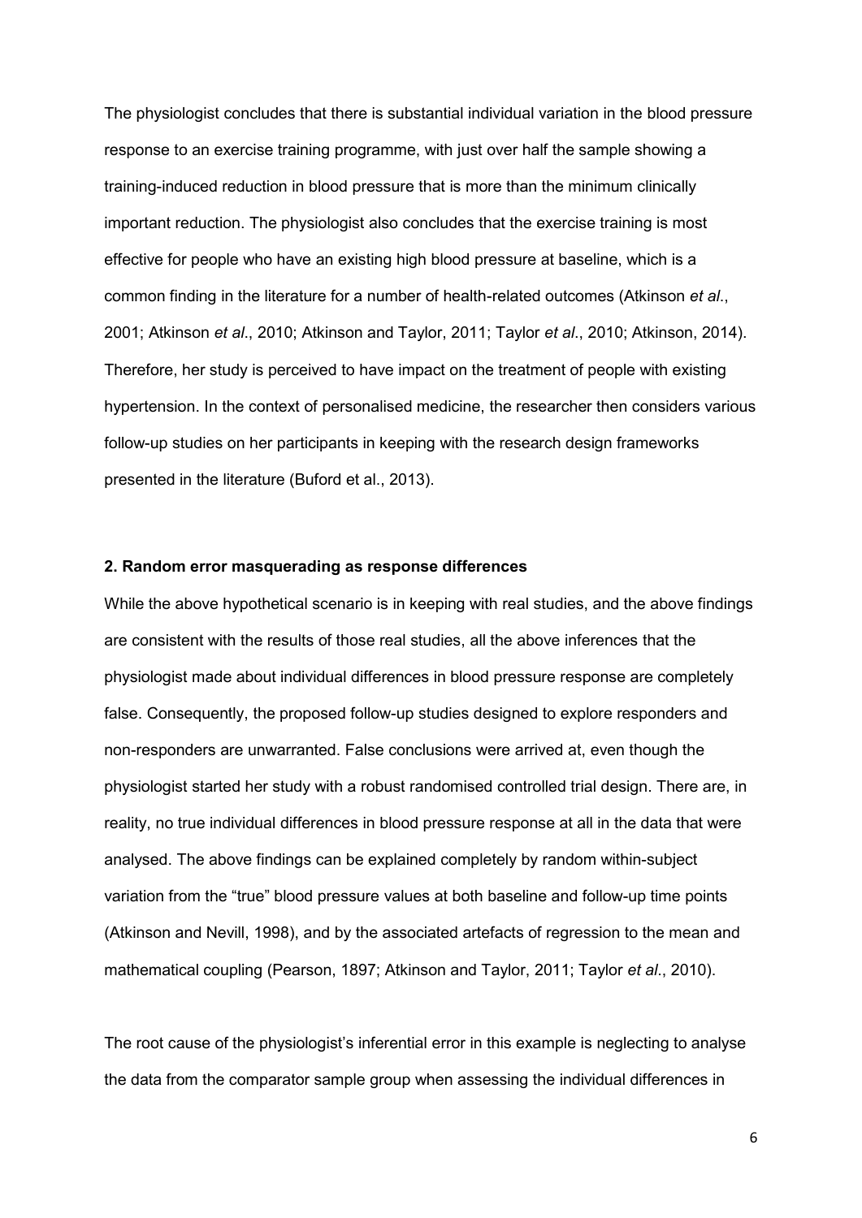The physiologist concludes that there is substantial individual variation in the blood pressure response to an exercise training programme, with just over half the sample showing a training-induced reduction in blood pressure that is more than the minimum clinically important reduction. The physiologist also concludes that the exercise training is most effective for people who have an existing high blood pressure at baseline, which is a common finding in the literature for a number of health-related outcomes (Atkinson *et al*., 2001; Atkinson *et al*., 2010; Atkinson and Taylor, 2011; Taylor *et al*., 2010; Atkinson, 2014). Therefore, her study is perceived to have impact on the treatment of people with existing hypertension. In the context of personalised medicine, the researcher then considers various follow-up studies on her participants in keeping with the research design frameworks presented in the literature (Buford et al., 2013).

## 2. Random error masquerading as response differences

While the above hypothetical scenario is in keeping with real studies, and the above findings are consistent with the results of those real studies, all the above inferences that the physiologist made about individual differences in blood pressure response are completely false. Consequently, the proposed follow-up studies designed to explore responders and non-responders are unwarranted. False conclusions were arrived at, even though the physiologist started her study with a robust randomised controlled trial design. There are, in reality, no true individual differences in blood pressure response at all in the data that were analysed. The above findings can be explained completely by random within-subject variation from the "true" blood pressure values at both baseline and follow-up time points (Atkinson and Nevill, 1998), and by the associated artefacts of regression to the mean and mathematical coupling (Pearson, 1897; Atkinson and Taylor, 2011; Taylor *et al*., 2010).

The root cause of the physiologist's inferential error in this example is neglecting to analyse the data from the comparator sample group when assessing the individual differences in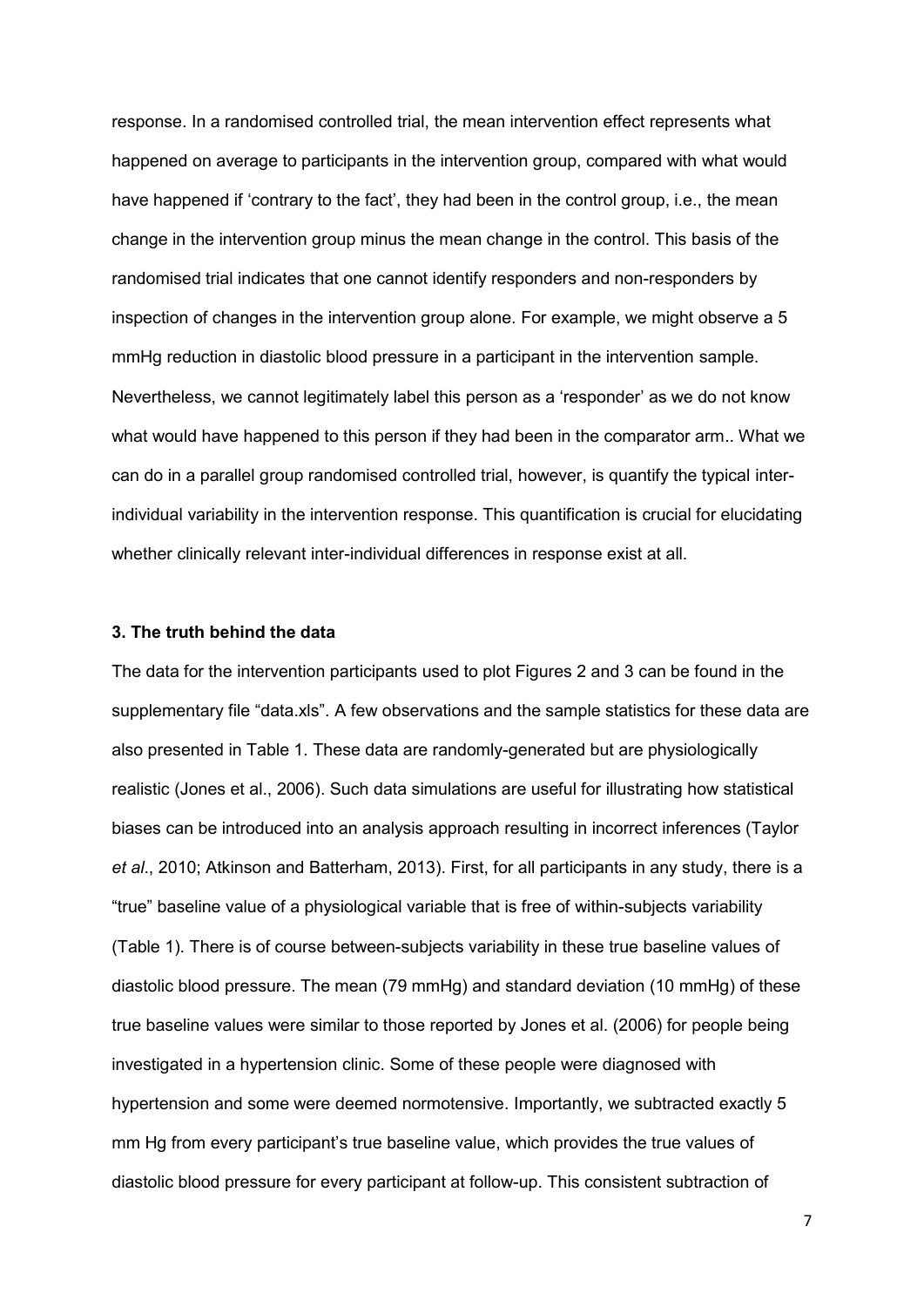response. In a randomised controlled trial, the mean intervention effect represents what happened on average to participants in the intervention group, compared with what would have happened if 'contrary to the fact', they had been in the control group, i.e., the mean change in the intervention group minus the mean change in the control. This basis of the randomised trial indicates that one cannot identify responders and non-responders by inspection of changes in the intervention group alone. For example, we might observe a 5 mmHg reduction in diastolic blood pressure in a participant in the intervention sample. Nevertheless, we cannot legitimately label this person as a 'responder' as we do not know what would have happened to this person if they had been in the comparator arm.. What we can do in a parallel group randomised controlled trial, however, is quantify the typical inter-individual variability in the intervention response. This quantification is crucial for elucidating whether clinically relevant inter-individual differences in response exist at all.

### 3. The truth behind the data

The data for the intervention participants used to plot Figures 2 and 3 can be found in the supplementary file "data.xls". A few observations and the sample statistics for these data are also presented in Table 1. These data are randomly-generated but are physiologically realistic (Jones et al., 2006). Such data simulations are useful for illustrating how statistical biases can be introduced into an analysis approach resulting in incorrect inferences (Taylor *et al*., 2010; Atkinson and Batterham, 2013). First, for all participants in any study, there is a "true" baseline value of a physiological variable that is free of within-subjects variability (Table 1). There is of course between-subjects variability in these true baseline values of diastolic blood pressure. The mean (79 mmHg) and standard deviation (10 mmHg) of these true baseline values were similar to those reported by Jones et al. (2006) for people being investigated in a hypertension clinic. Some of these people were diagnosed with hypertension and some were deemed normotensive. Importantly, we subtracted exactly 5 mm Hg from every participant's true baseline value, which provides the true values of diastolic blood pressure for every participant at follow-up. This consistent subtraction of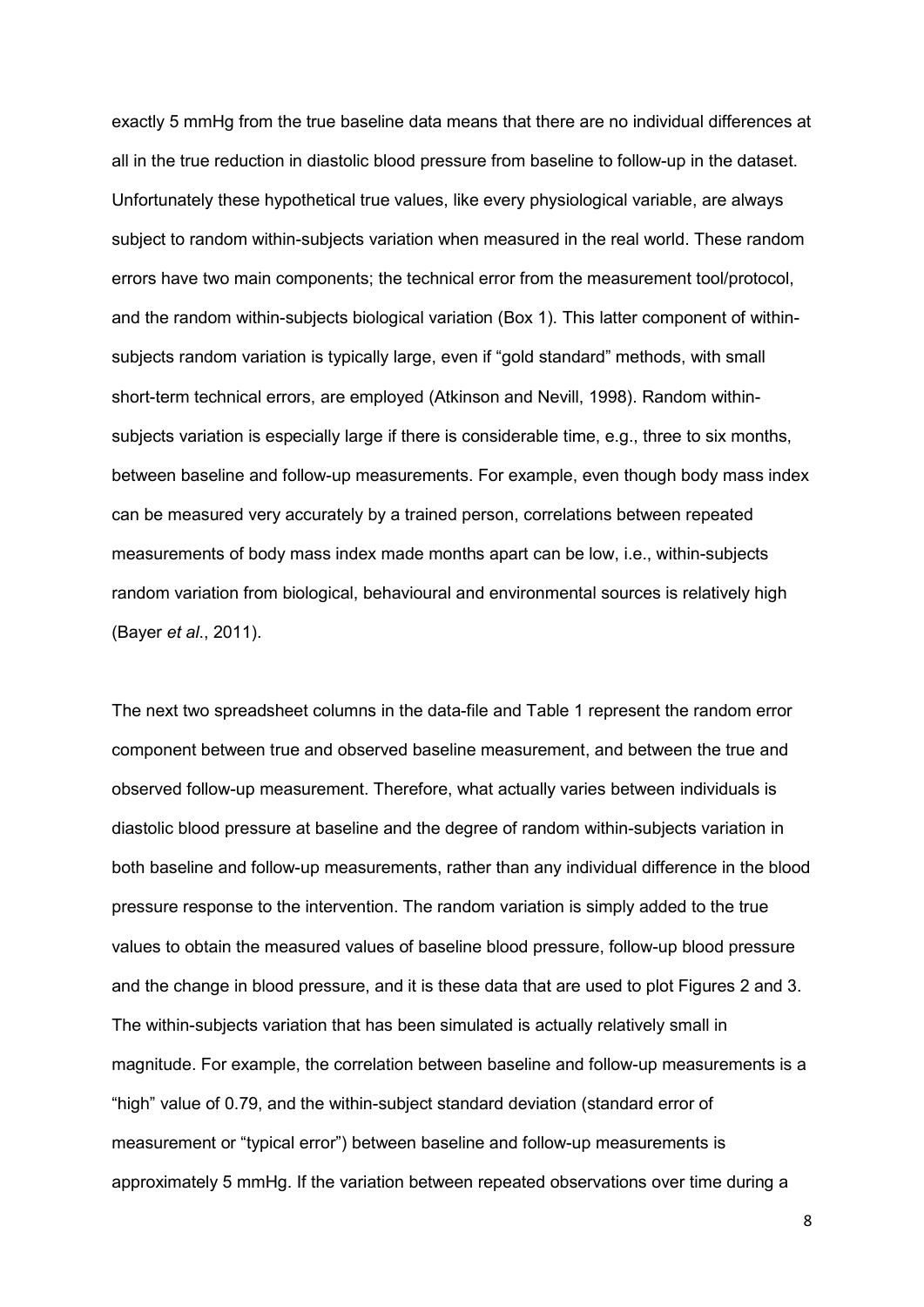exactly 5 mmHg from the true baseline data means that there are no individual differences at all in the true reduction in diastolic blood pressure from baseline to follow-up in the dataset. Unfortunately these hypothetical true values, like every physiological variable, are always subject to random within-subjects variation when measured in the real world. These random errors have two main components; the technical error from the measurement tool/protocol, and the random within-subjects biological variation (Box 1). This latter component of within-subjects random variation is typically large, even if "gold standard" methods, with small short-term technical errors, are employed (Atkinson and Nevill, 1998). Random within-subjects variation is especially large if there is considerable time, e.g., three to six months, between baseline and follow-up measurements. For example, even though body mass index can be measured very accurately by a trained person, correlations between repeated measurements of body mass index made months apart can be low, i.e., within-subjects random variation from biological, behavioural and environmental sources is relatively high (Bayer *et al*., 2011).

The next two spreadsheet columns in the data-file and Table 1 represent the random error component between true and observed baseline measurement, and between the true and observed follow-up measurement. Therefore, what actually varies between individuals is diastolic blood pressure at baseline and the degree of random within-subjects variation in both baseline and follow-up measurements, rather than any individual difference in the blood pressure response to the intervention. The random variation is simply added to the true values to obtain the measured values of baseline blood pressure, follow-up blood pressure and the change in blood pressure, and it is these data that are used to plot Figures 2 and 3. The within-subjects variation that has been simulated is actually relatively small in magnitude. For example, the correlation between baseline and follow-up measurements is a "high" value of 0.79, and the within-subject standard deviation (standard error of measurement or "typical error") between baseline and follow-up measurements is approximately 5 mmHg. If the variation between repeated observations over time during a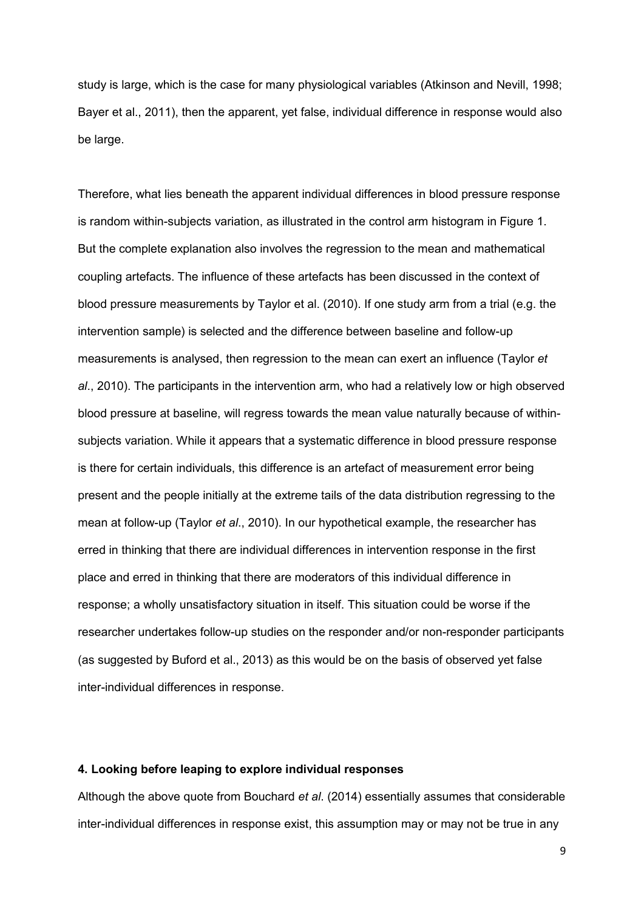study is large, which is the case for many physiological variables (Atkinson and Nevill, 1998; Bayer et al., 2011), then the apparent, yet false, individual difference in response would also be large.

Therefore, what lies beneath the apparent individual differences in blood pressure response is random within-subjects variation, as illustrated in the control arm histogram in Figure 1. But the complete explanation also involves the regression to the mean and mathematical coupling artefacts. The influence of these artefacts has been discussed in the context of blood pressure measurements by Taylor et al. (2010). If one study arm from a trial (e.g. the intervention sample) is selected and the difference between baseline and follow-up measurements is analysed, then regression to the mean can exert an influence (Taylor *et al*., 2010). The participants in the intervention arm, who had a relatively low or high observed blood pressure at baseline, will regress towards the mean value naturally because of within-subjects variation. While it appears that a systematic difference in blood pressure response is there for certain individuals, this difference is an artefact of measurement error being present and the people initially at the extreme tails of the data distribution regressing to the mean at follow-up (Taylor *et al*., 2010). In our hypothetical example, the researcher has erred in thinking that there are individual differences in intervention response in the first place and erred in thinking that there are moderators of this individual difference in response; a wholly unsatisfactory situation in itself. This situation could be worse if the researcher undertakes follow-up studies on the responder and/or non-responder participants (as suggested by Buford et al., 2013) as this would be on the basis of observed yet false inter-individual differences in response.

### 4. Looking before leaping to explore individual responses

Although the above quote from Bouchard *et al*. (2014) essentially assumes that considerable inter-individual differences in response exist, this assumption may or may not be true in any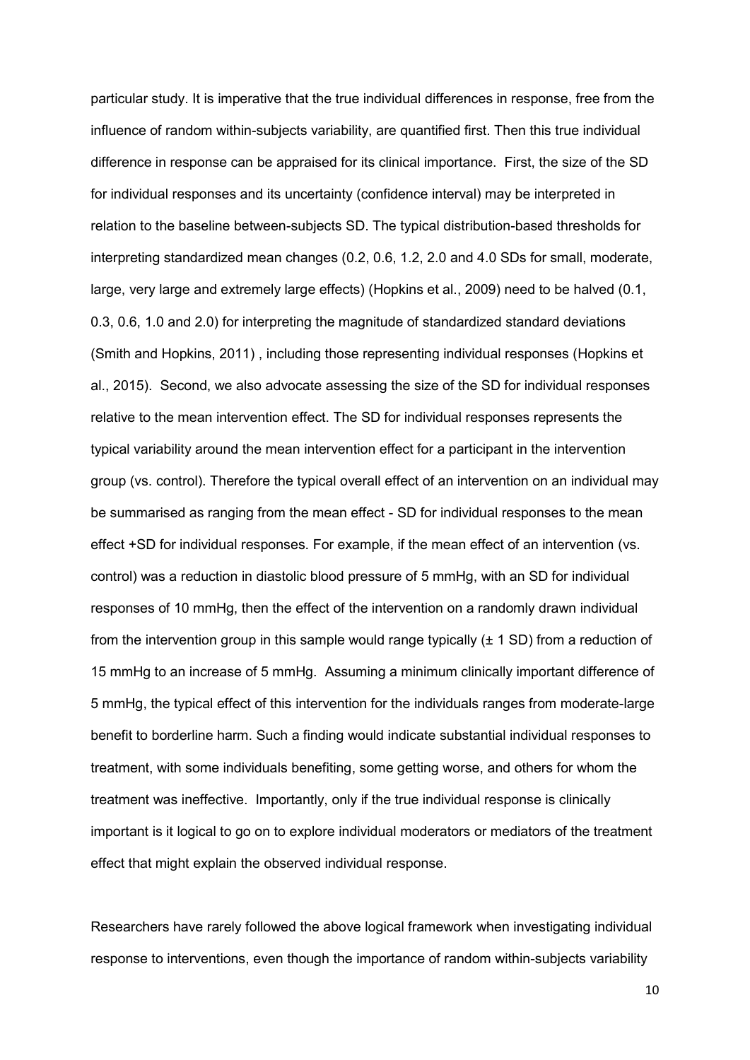particular study. It is imperative that the true individual differences in response, free from the influence of random within-subjects variability, are quantified first. Then this true individual difference in response can be appraised for its clinical importance. First, the size of the SD for individual responses and its uncertainty (confidence interval) may be interpreted in relation to the baseline between-subjects SD. The typical distribution-based thresholds for interpreting standardized mean changes (0.2, 0.6, 1.2, 2.0 and 4.0 SDs for small, moderate, large, very large and extremely large effects) (Hopkins et al., 2009) need to be halved (0.1, 0.3, 0.6, 1.0 and 2.0) for interpreting the magnitude of standardized standard deviations (Smith and Hopkins, 2011) , including those representing individual responses (Hopkins et al., 2015). Second, we also advocate assessing the size of the SD for individual responses relative to the mean intervention effect. The SD for individual responses represents the typical variability around the mean intervention effect for a participant in the intervention group (vs. control). Therefore the typical overall effect of an intervention on an individual may be summarised as ranging from the mean effect - SD for individual responses to the mean effect +SD for individual responses. For example, if the mean effect of an intervention (vs. control) was a reduction in diastolic blood pressure of 5 mmHg, with an SD for individual responses of 10 mmHg, then the effect of the intervention on a randomly drawn individual from the intervention group in this sample would range typically (± 1 SD) from a reduction of 15 mmHg to an increase of 5 mmHg. Assuming a minimum clinically important difference of 5 mmHg, the typical effect of this intervention for the individuals ranges from moderate-large benefit to borderline harm. Such a finding would indicate substantial individual responses to treatment, with some individuals benefiting, some getting worse, and others for whom the treatment was ineffective. Importantly, only if the true individual response is clinically important is it logical to go on to explore individual moderators or mediators of the treatment effect that might explain the observed individual response.

Researchers have rarely followed the above logical framework when investigating individual response to interventions, even though the importance of random within-subjects variability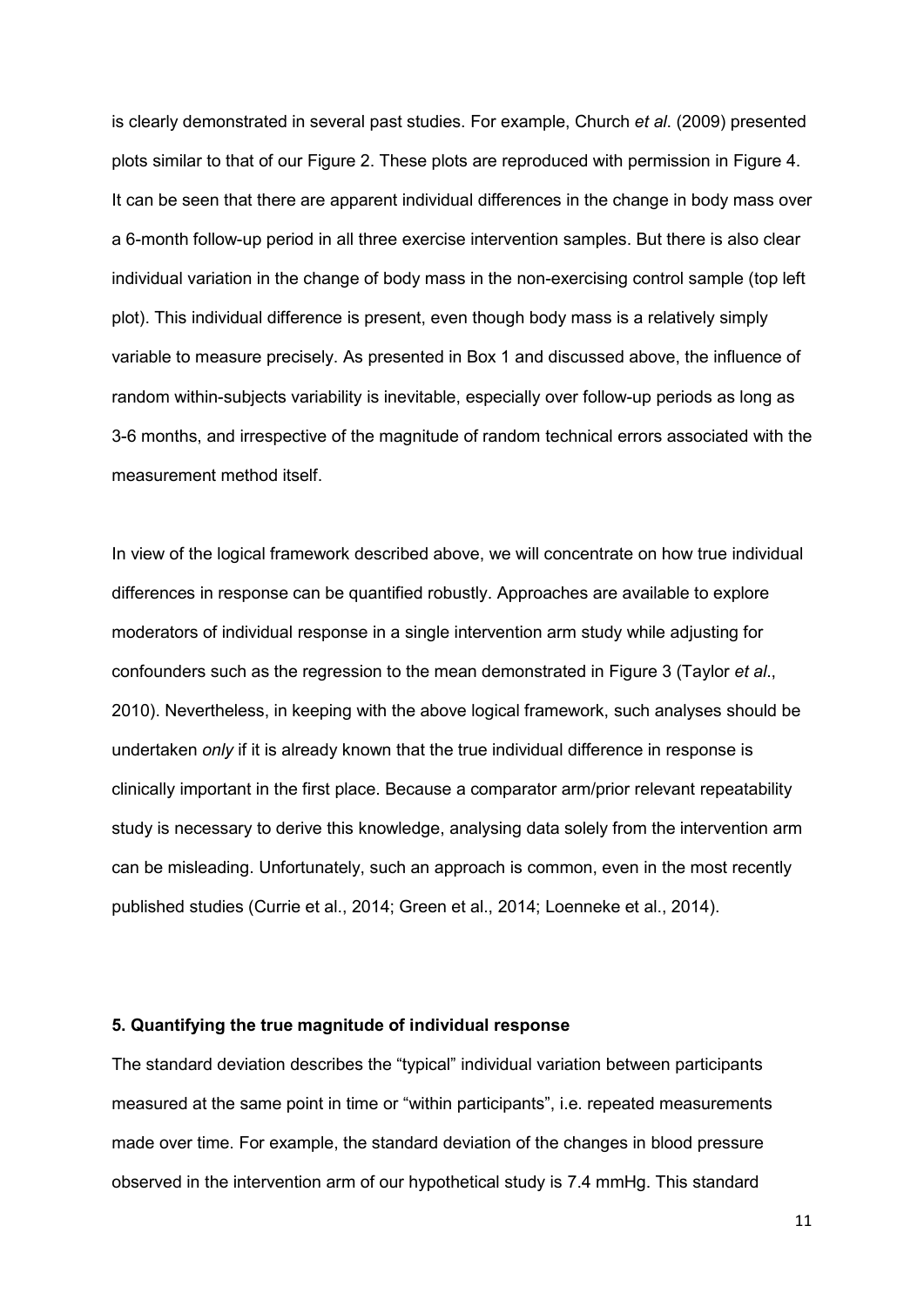is clearly demonstrated in several past studies. For example, Church *et al*. (2009) presented plots similar to that of our Figure 2. These plots are reproduced with permission in Figure 4. It can be seen that there are apparent individual differences in the change in body mass over a 6-month follow-up period in all three exercise intervention samples. But there is also clear individual variation in the change of body mass in the non-exercising control sample (top left plot). This individual difference is present, even though body mass is a relatively simply variable to measure precisely. As presented in Box 1 and discussed above, the influence of random within-subjects variability is inevitable, especially over follow-up periods as long as 3-6 months, and irrespective of the magnitude of random technical errors associated with the measurement method itself.

In view of the logical framework described above, we will concentrate on how true individual differences in response can be quantified robustly. Approaches are available to explore moderators of individual response in a single intervention arm study while adjusting for confounders such as the regression to the mean demonstrated in Figure 3 (Taylor *et al*., 2010). Nevertheless, in keeping with the above logical framework, such analyses should be undertaken *only* if it is already known that the true individual difference in response is clinically important in the first place. Because a comparator arm/prior relevant repeatability study is necessary to derive this knowledge, analysing data solely from the intervention arm can be misleading. Unfortunately, such an approach is common, even in the most recently published studies (Currie et al., 2014; Green et al., 2014; Loenneke et al., 2014).

## 5. Quantifying the true magnitude of individual response

The standard deviation describes the "typical" individual variation between participants measured at the same point in time or "within participants", i.e. repeated measurements made over time. For example, the standard deviation of the changes in blood pressure observed in the intervention arm of our hypothetical study is 7.4 mmHg. This standard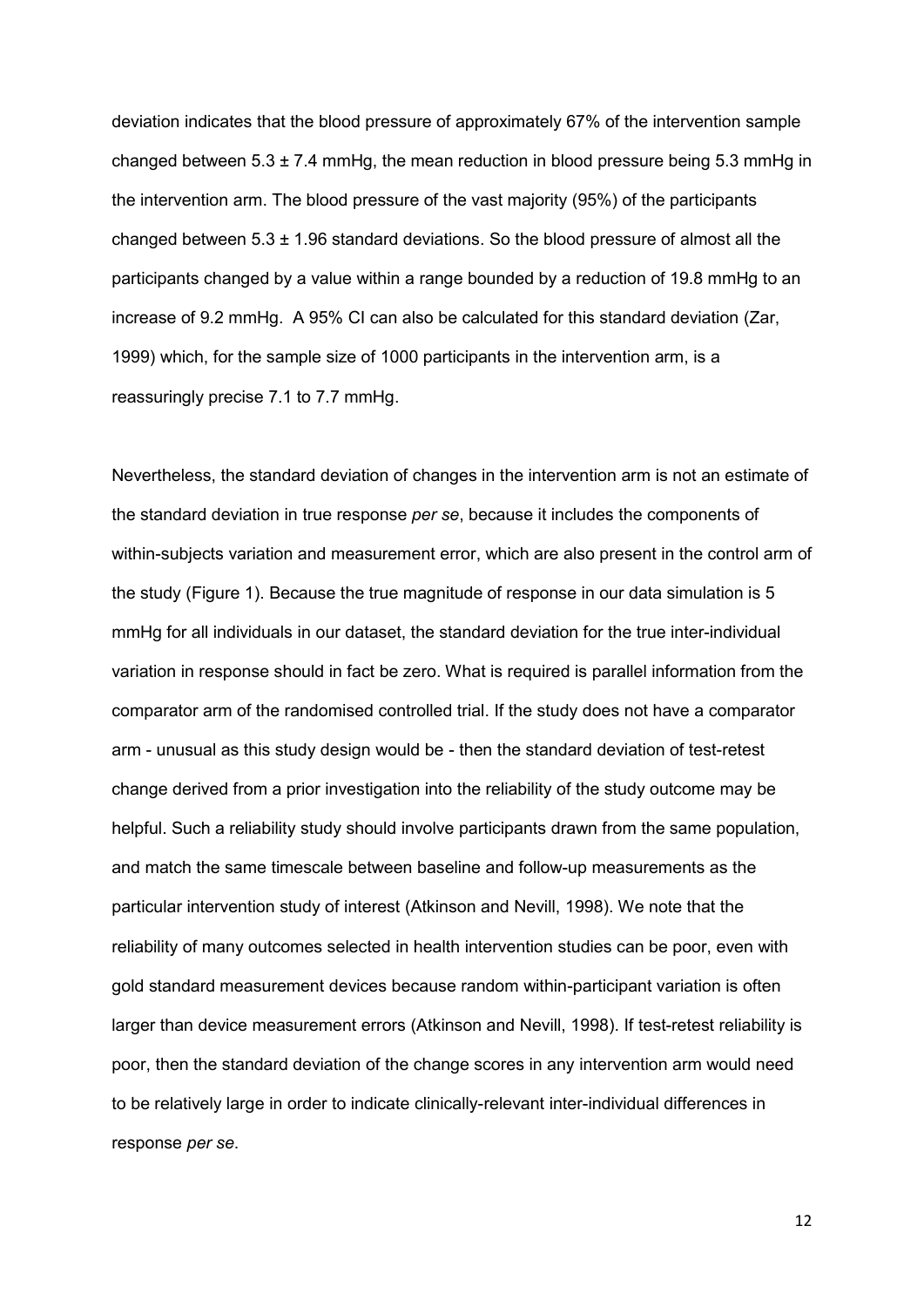deviation indicates that the blood pressure of approximately 67% of the intervention sample changed between 5.3 ± 7.4 mmHg, the mean reduction in blood pressure being 5.3 mmHg in the intervention arm. The blood pressure of the vast majority (95%) of the participants changed between 5.3 ± 1.96 standard deviations. So the blood pressure of almost all the participants changed by a value within a range bounded by a reduction of 19.8 mmHg to an increase of 9.2 mmHg. A 95% CI can also be calculated for this standard deviation (Zar, 1999) which, for the sample size of 1000 participants in the intervention arm, is a reassuringly precise 7.1 to 7.7 mmHg.

Nevertheless, the standard deviation of changes in the intervention arm is not an estimate of the standard deviation in true response *per se*, because it includes the components of within-subjects variation and measurement error, which are also present in the control arm of the study (Figure 1). Because the true magnitude of response in our data simulation is 5 mmHg for all individuals in our dataset, the standard deviation for the true inter-individual variation in response should in fact be zero. What is required is parallel information from the comparator arm of the randomised controlled trial. If the study does not have a comparator arm - unusual as this study design would be - then the standard deviation of test-retest change derived from a prior investigation into the reliability of the study outcome may be helpful. Such a reliability study should involve participants drawn from the same population, and match the same timescale between baseline and follow-up measurements as the particular intervention study of interest (Atkinson and Nevill, 1998). We note that the reliability of many outcomes selected in health intervention studies can be poor, even with gold standard measurement devices because random within-participant variation is often larger than device measurement errors (Atkinson and Nevill, 1998). If test-retest reliability is poor, then the standard deviation of the change scores in any intervention arm would need to be relatively large in order to indicate clinically-relevant inter-individual differences in response *per se*.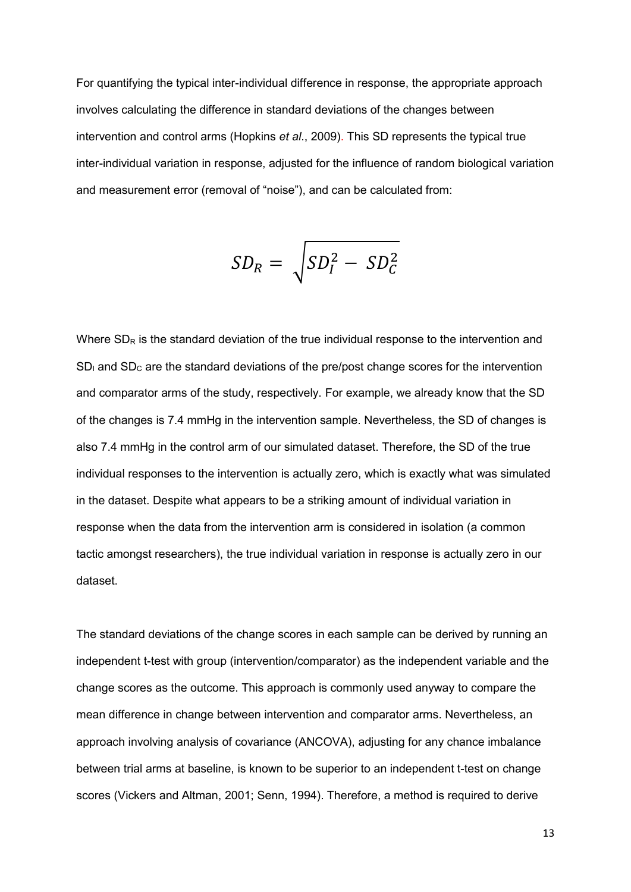For quantifying the typical inter-individual difference in response, the appropriate approach involves calculating the difference in standard deviations of the changes between intervention and control arms (Hopkins *et al*., 2009). This SD represents the typical true inter-individual variation in response, adjusted for the influence of random biological variation and measurement error (removal of "noise"), and can be calculated from:

$$SD_R = \sqrt{SD_I^2 - SD_C^2}$$

Where $SD_R$ is the standard deviation of the true individual response to the intervention and $SD_I$ and $SD_C$ are the standard deviations of the pre/post change scores for the intervention and comparator arms of the study, respectively. For example, we already know that the SD of the changes is 7.4 mmHg in the intervention sample. Nevertheless, the SD of changes is also 7.4 mmHg in the control arm of our simulated dataset. Therefore, the SD of the true individual responses to the intervention is actually zero, which is exactly what was simulated in the dataset. Despite what appears to be a striking amount of individual variation in response when the data from the intervention arm is considered in isolation (a common tactic amongst researchers), the true individual variation in response is actually zero in our dataset.

The standard deviations of the change scores in each sample can be derived by running an independent t-test with group (intervention/comparator) as the independent variable and the change scores as the outcome. This approach is commonly used anyway to compare the mean difference in change between intervention and comparator arms. Nevertheless, an approach involving analysis of covariance (ANCOVA), adjusting for any chance imbalance between trial arms at baseline, is known to be superior to an independent t-test on change scores (Vickers and Altman, 2001; Senn, 1994). Therefore, a method is required to derive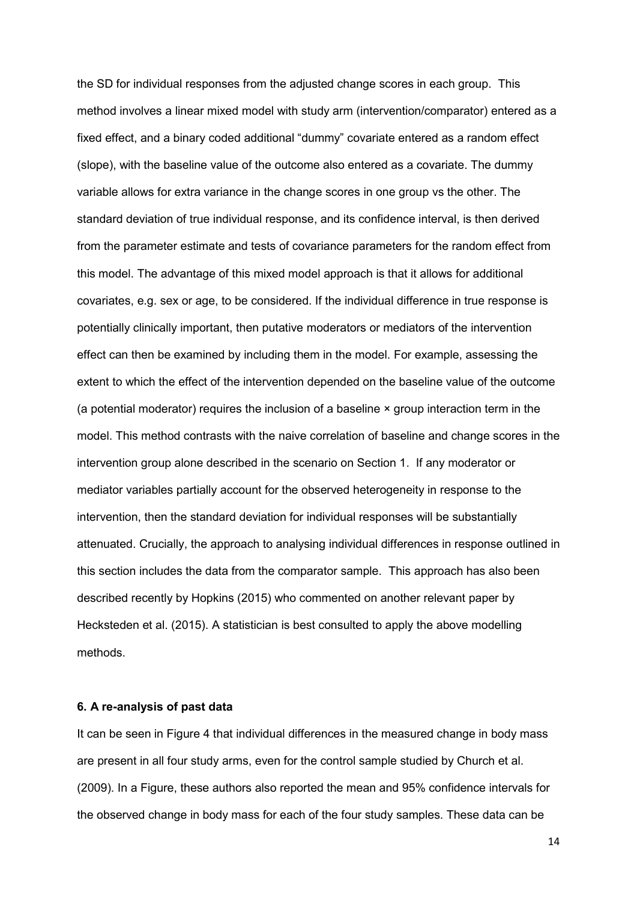the SD for individual responses from the adjusted change scores in each group. This method involves a linear mixed model with study arm (intervention/comparator) entered as a fixed effect, and a binary coded additional "dummy" covariate entered as a random effect (slope), with the baseline value of the outcome also entered as a covariate. The dummy variable allows for extra variance in the change scores in one group vs the other. The standard deviation of true individual response, and its confidence interval, is then derived from the parameter estimate and tests of covariance parameters for the random effect from this model. The advantage of this mixed model approach is that it allows for additional covariates, e.g. sex or age, to be considered. If the individual difference in true response is potentially clinically important, then putative moderators or mediators of the intervention effect can then be examined by including them in the model. For example, assessing the extent to which the effect of the intervention depended on the baseline value of the outcome (a potential moderator) requires the inclusion of a baseline × group interaction term in the model. This method contrasts with the naive correlation of baseline and change scores in the intervention group alone described in the scenario on Section 1. If any moderator or mediator variables partially account for the observed heterogeneity in response to the intervention, then the standard deviation for individual responses will be substantially attenuated. Crucially, the approach to analysing individual differences in response outlined in this section includes the data from the comparator sample. This approach has also been described recently by Hopkins (2015) who commented on another relevant paper by Hecksteden et al. (2015). A statistician is best consulted to apply the above modelling methods.

#### 6. A re-analysis of past data

It can be seen in Figure 4 that individual differences in the measured change in body mass are present in all four study arms, even for the control sample studied by Church et al. (2009). In a Figure, these authors also reported the mean and 95% confidence intervals for the observed change in body mass for each of the four study samples. These data can be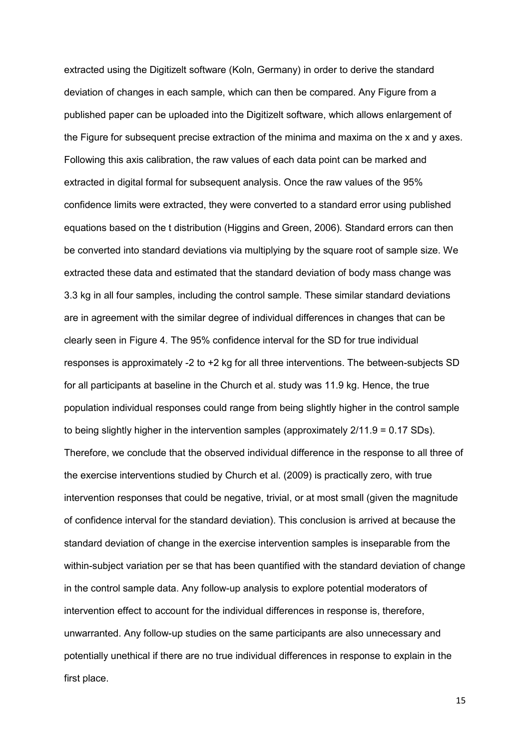extracted using the DigitizeIt software (Koln, Germany) in order to derive the standard deviation of changes in each sample, which can then be compared. Any Figure from a published paper can be uploaded into the DigitizeIt software, which allows enlargement of the Figure for subsequent precise extraction of the minima and maxima on the x and y axes. Following this axis calibration, the raw values of each data point can be marked and extracted in digital formal for subsequent analysis. Once the raw values of the 95% confidence limits were extracted, they were converted to a standard error using published equations based on the t distribution (Higgins and Green, 2006). Standard errors can then be converted into standard deviations via multiplying by the square root of sample size. We extracted these data and estimated that the standard deviation of body mass change was 3.3 kg in all four samples, including the control sample. These similar standard deviations are in agreement with the similar degree of individual differences in changes that can be clearly seen in Figure 4. The 95% confidence interval for the SD for true individual responses is approximately -2 to +2 kg for all three interventions. The between-subjects SD for all participants at baseline in the Church et al. study was 11.9 kg. Hence, the true population individual responses could range from being slightly higher in the control sample to being slightly higher in the intervention samples (approximately 2/11.9 = 0.17 SDs). Therefore, we conclude that the observed individual difference in the response to all three of the exercise interventions studied by Church et al. (2009) is practically zero, with true intervention responses that could be negative, trivial, or at most small (given the magnitude of confidence interval for the standard deviation). This conclusion is arrived at because the standard deviation of change in the exercise intervention samples is inseparable from the within-subject variation per se that has been quantified with the standard deviation of change in the control sample data. Any follow-up analysis to explore potential moderators of intervention effect to account for the individual differences in response is, therefore, unwarranted. Any follow-up studies on the same participants are also unnecessary and potentially unethical if there are no true individual differences in response to explain in the first place.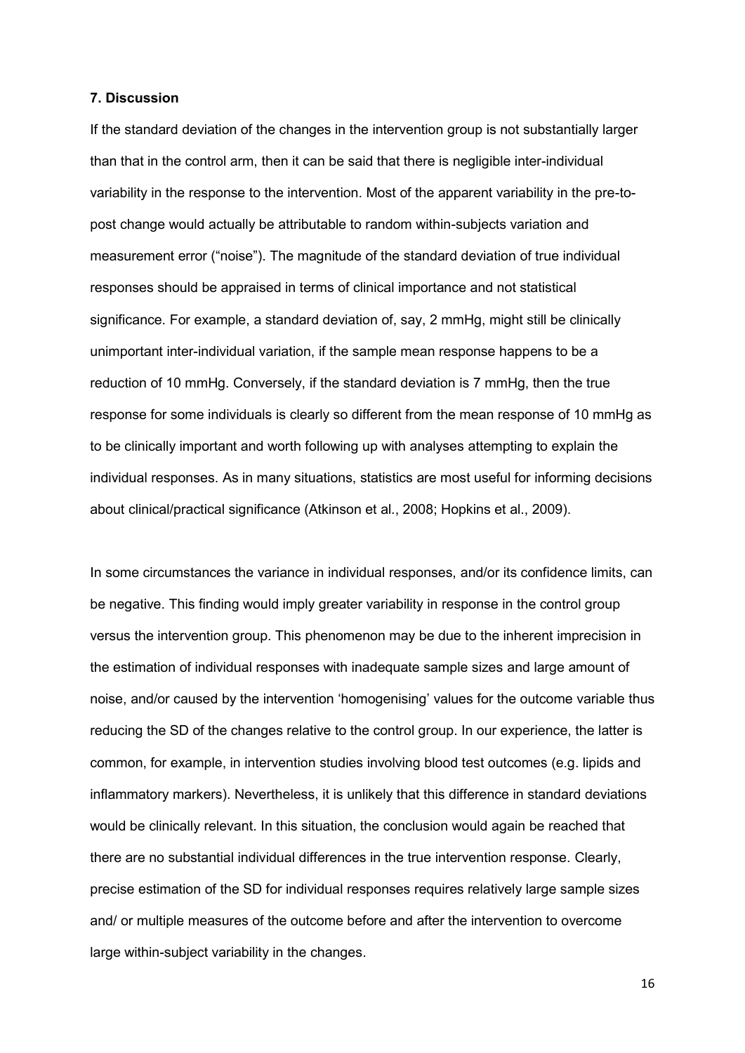### 7. Discussion

If the standard deviation of the changes in the intervention group is not substantially larger than that in the control arm, then it can be said that there is negligible inter-individual variability in the response to the intervention. Most of the apparent variability in the pre-to-post change would actually be attributable to random within-subjects variation and measurement error ("noise"). The magnitude of the standard deviation of true individual responses should be appraised in terms of clinical importance and not statistical significance. For example, a standard deviation of, say, 2 mmHg, might still be clinically unimportant inter-individual variation, if the sample mean response happens to be a reduction of 10 mmHg. Conversely, if the standard deviation is 7 mmHg, then the true response for some individuals is clearly so different from the mean response of 10 mmHg as to be clinically important and worth following up with analyses attempting to explain the individual responses. As in many situations, statistics are most useful for informing decisions about clinical/practical significance (Atkinson et al., 2008; Hopkins et al., 2009).

In some circumstances the variance in individual responses, and/or its confidence limits, can be negative. This finding would imply greater variability in response in the control group versus the intervention group. This phenomenon may be due to the inherent imprecision in the estimation of individual responses with inadequate sample sizes and large amount of noise, and/or caused by the intervention 'homogenising' values for the outcome variable thus reducing the SD of the changes relative to the control group. In our experience, the latter is common, for example, in intervention studies involving blood test outcomes (e.g. lipids and inflammatory markers). Nevertheless, it is unlikely that this difference in standard deviations would be clinically relevant. In this situation, the conclusion would again be reached that there are no substantial individual differences in the true intervention response. Clearly, precise estimation of the SD for individual responses requires relatively large sample sizes and/ or multiple measures of the outcome before and after the intervention to overcome large within-subject variability in the changes.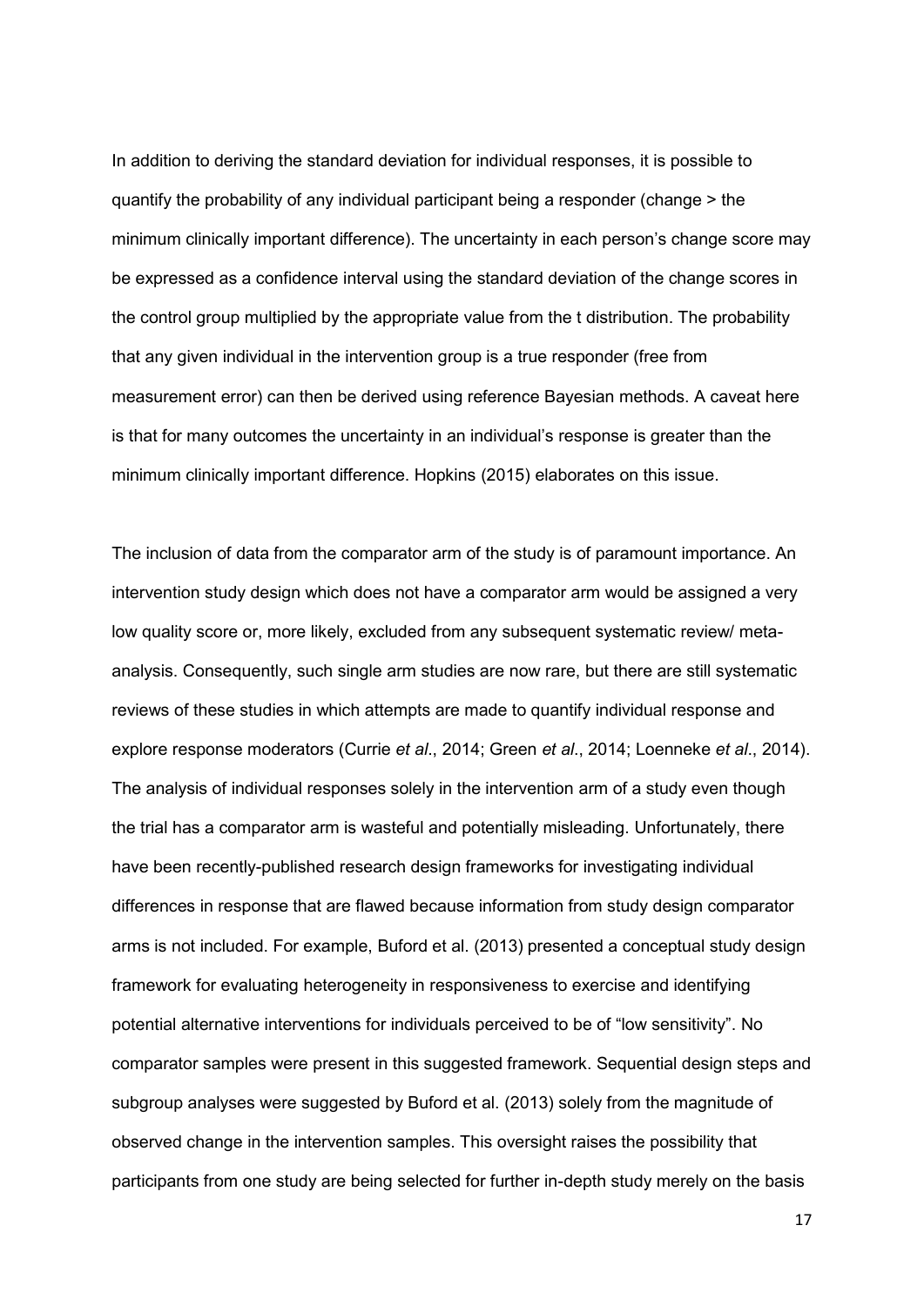In addition to deriving the standard deviation for individual responses, it is possible to quantify the probability of any individual participant being a responder (change > the minimum clinically important difference). The uncertainty in each person's change score may be expressed as a confidence interval using the standard deviation of the change scores in the control group multiplied by the appropriate value from the t distribution. The probability that any given individual in the intervention group is a true responder (free from measurement error) can then be derived using reference Bayesian methods. A caveat here is that for many outcomes the uncertainty in an individual's response is greater than the minimum clinically important difference. Hopkins (2015) elaborates on this issue.

The inclusion of data from the comparator arm of the study is of paramount importance. An intervention study design which does not have a comparator arm would be assigned a very low quality score or, more likely, excluded from any subsequent systematic review/ meta-analysis. Consequently, such single arm studies are now rare, but there are still systematic reviews of these studies in which attempts are made to quantify individual response and explore response moderators (Currie *et al*., 2014; Green *et al*., 2014; Loenneke *et al*., 2014). The analysis of individual responses solely in the intervention arm of a study even though the trial has a comparator arm is wasteful and potentially misleading. Unfortunately, there have been recently-published research design frameworks for investigating individual differences in response that are flawed because information from study design comparator arms is not included. For example, Buford et al. (2013) presented a conceptual study design framework for evaluating heterogeneity in responsiveness to exercise and identifying potential alternative interventions for individuals perceived to be of "low sensitivity". No comparator samples were present in this suggested framework. Sequential design steps and subgroup analyses were suggested by Buford et al. (2013) solely from the magnitude of observed change in the intervention samples. This oversight raises the possibility that participants from one study are being selected for further in-depth study merely on the basis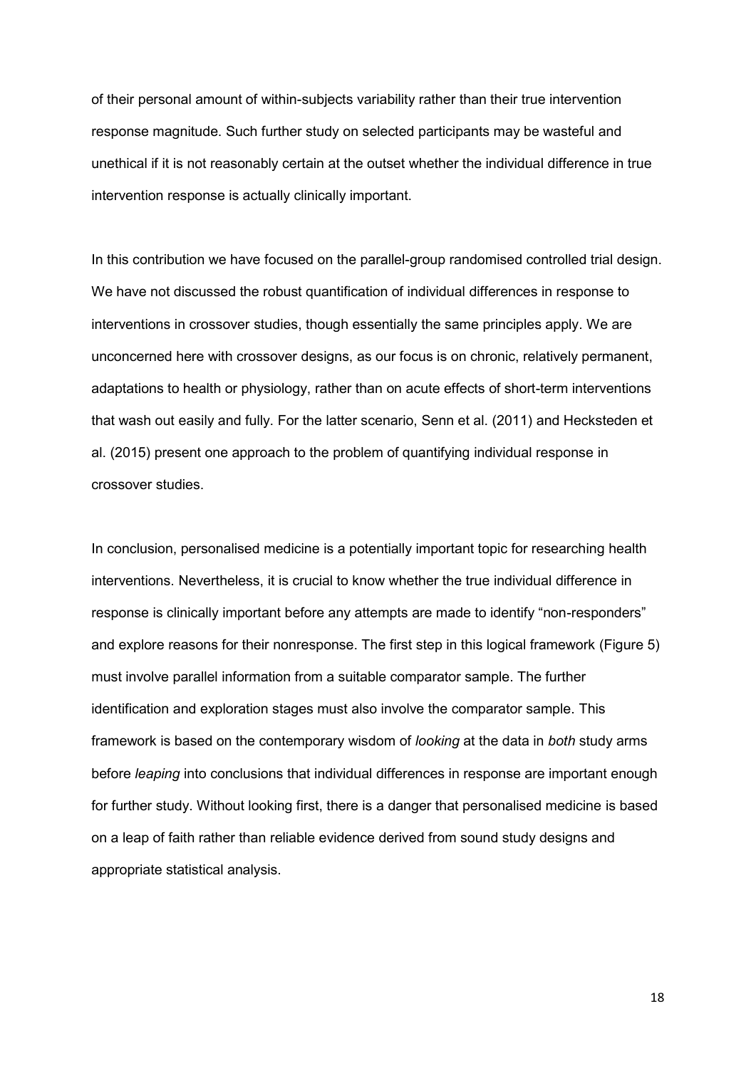of their personal amount of within-subjects variability rather than their true intervention response magnitude. Such further study on selected participants may be wasteful and unethical if it is not reasonably certain at the outset whether the individual difference in true intervention response is actually clinically important.

In this contribution we have focused on the parallel-group randomised controlled trial design. We have not discussed the robust quantification of individual differences in response to interventions in crossover studies, though essentially the same principles apply. We are unconcerned here with crossover designs, as our focus is on chronic, relatively permanent, adaptations to health or physiology, rather than on acute effects of short-term interventions that wash out easily and fully. For the latter scenario, Senn et al. (2011) and Hecksteden et al. (2015) present one approach to the problem of quantifying individual response in crossover studies.

In conclusion, personalised medicine is a potentially important topic for researching health interventions. Nevertheless, it is crucial to know whether the true individual difference in response is clinically important before any attempts are made to identify "non-responders" and explore reasons for their nonresponse. The first step in this logical framework (Figure 5) must involve parallel information from a suitable comparator sample. The further identification and exploration stages must also involve the comparator sample. This framework is based on the contemporary wisdom of *looking* at the data in *both* study arms before *leaping* into conclusions that individual differences in response are important enough for further study. Without looking first, there is a danger that personalised medicine is based on a leap of faith rather than reliable evidence derived from sound study designs and appropriate statistical analysis.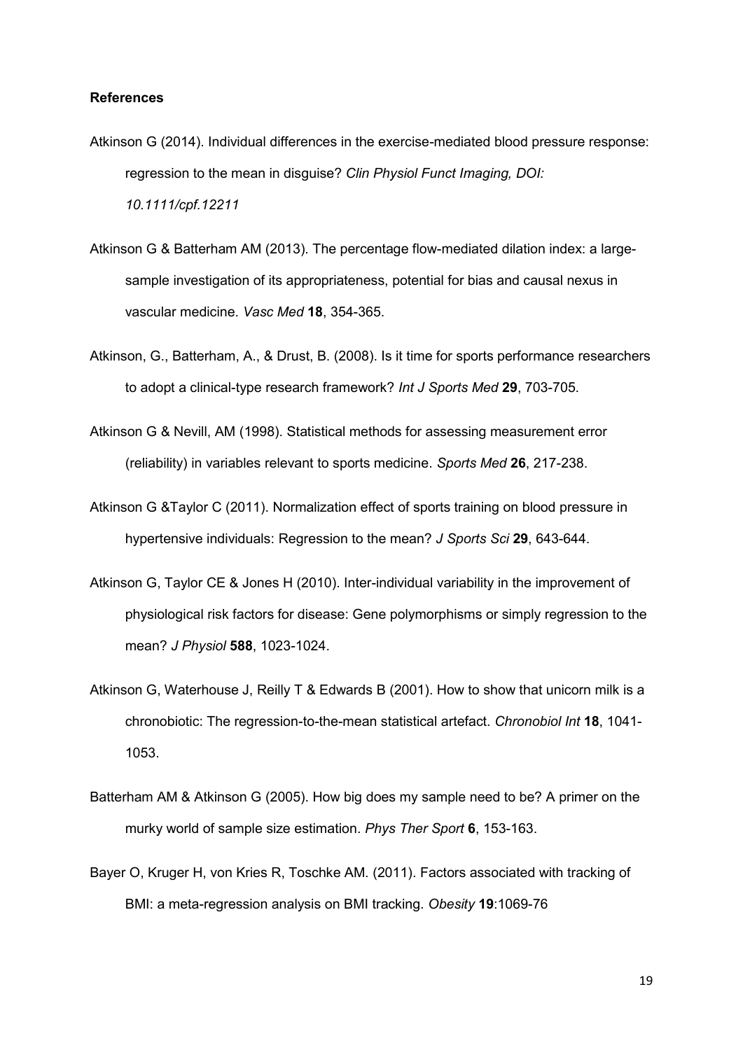**References**

Atkinson G (2014). Individual differences in the exercise-mediated blood pressure response: regression to the mean in disguise? *Clin Physiol Funct Imaging, DOI: 10.1111/cpf.12211*

Atkinson G & Batterham AM (2013). The percentage flow-mediated dilation index: a large-sample investigation of its appropriateness, potential for bias and causal nexus in vascular medicine. *Vasc Med* **18**, 354-365.

Atkinson, G., Batterham, A., & Drust, B. (2008). Is it time for sports performance researchers to adopt a clinical-type research framework? *Int J Sports Med* **29**, 703-705.

Atkinson G & Nevill, AM (1998). Statistical methods for assessing measurement error (reliability) in variables relevant to sports medicine. *Sports Med* **26**, 217-238.

Atkinson G &Taylor C (2011). Normalization effect of sports training on blood pressure in hypertensive individuals: Regression to the mean? *J Sports Sci* **29**, 643-644.

Atkinson G, Taylor CE & Jones H (2010). Inter-individual variability in the improvement of physiological risk factors for disease: Gene polymorphisms or simply regression to the mean? *J Physiol* **588**, 1023-1024.

Atkinson G, Waterhouse J, Reilly T & Edwards B (2001). How to show that unicorn milk is a chronobiotic: The regression-to-the-mean statistical artefact. *Chronobiol Int* **18**, 1041-1053.

Batterham AM & Atkinson G (2005). How big does my sample need to be? A primer on the murky world of sample size estimation. *Phys Ther Sport* **6**, 153-163.

Bayer O, Kruger H, von Kries R, Toschke AM. (2011). Factors associated with tracking of BMI: a meta-regression analysis on BMI tracking. *Obesity* **19**:1069-76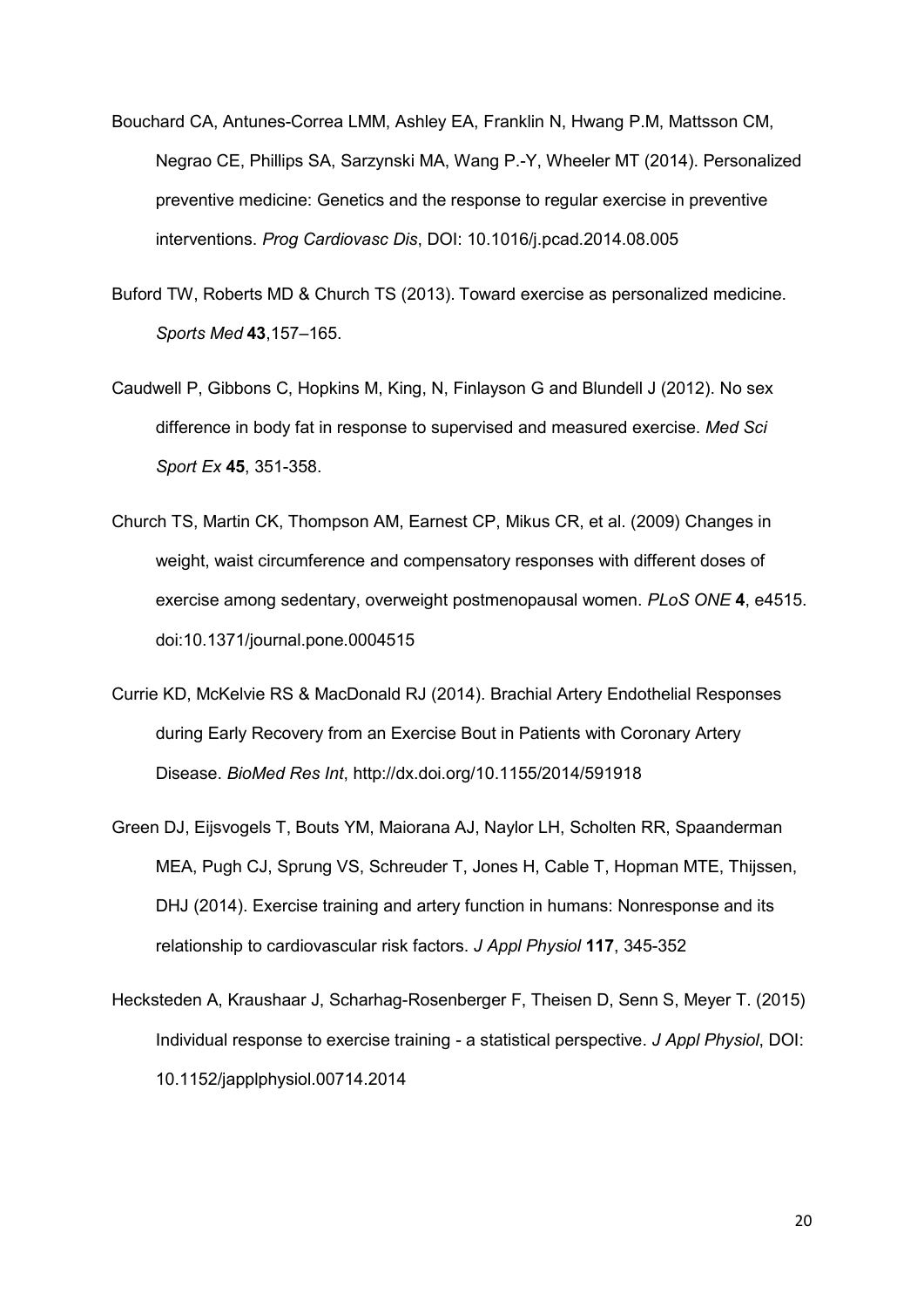Bouchard CA, Antunes-Correa LMM, Ashley EA, Franklin N, Hwang P.M, Mattsson CM, Negrao CE, Phillips SA, Sarzynski MA, Wang P.-Y, Wheeler MT (2014). Personalized preventive medicine: Genetics and the response to regular exercise in preventive interventions. *Prog Cardiovasc Dis*, DOI: 10.1016/j.pcad.2014.08.005

Buford TW, Roberts MD & Church TS (2013). Toward exercise as personalized medicine. *Sports Med* **43**,157–165.

Caudwell P, Gibbons C, Hopkins M, King, N, Finlayson G and Blundell J (2012). No sex difference in body fat in response to supervised and measured exercise. *Med Sci Sport Ex* **45**, 351-358.

Church TS, Martin CK, Thompson AM, Earnest CP, Mikus CR, et al. (2009) Changes in weight, waist circumference and compensatory responses with different doses of exercise among sedentary, overweight postmenopausal women. *PLoS ONE* **4**, e4515. doi:10.1371/journal.pone.0004515

Currie KD, McKelvie RS & MacDonald RJ (2014). Brachial Artery Endothelial Responses during Early Recovery from an Exercise Bout in Patients with Coronary Artery Disease. *BioMed Res Int*, http://dx.doi.org/10.1155/2014/591918

Green DJ, Eijsvogels T, Bouts YM, Maiorana AJ, Naylor LH, Scholten RR, Spaanderman MEA, Pugh CJ, Sprung VS, Schreuder T, Jones H, Cable T, Hopman MTE, Thijssen, DHJ (2014). Exercise training and artery function in humans: Nonresponse and its relationship to cardiovascular risk factors. *J Appl Physiol* **117**, 345-352

Hecksteden A, Kraushaar J, Scharhag-Rosenberger F, Theisen D, Senn S, Meyer T. (2015) Individual response to exercise training - a statistical perspective. *J Appl Physiol*, DOI: 10.1152/japplphysiol.00714.2014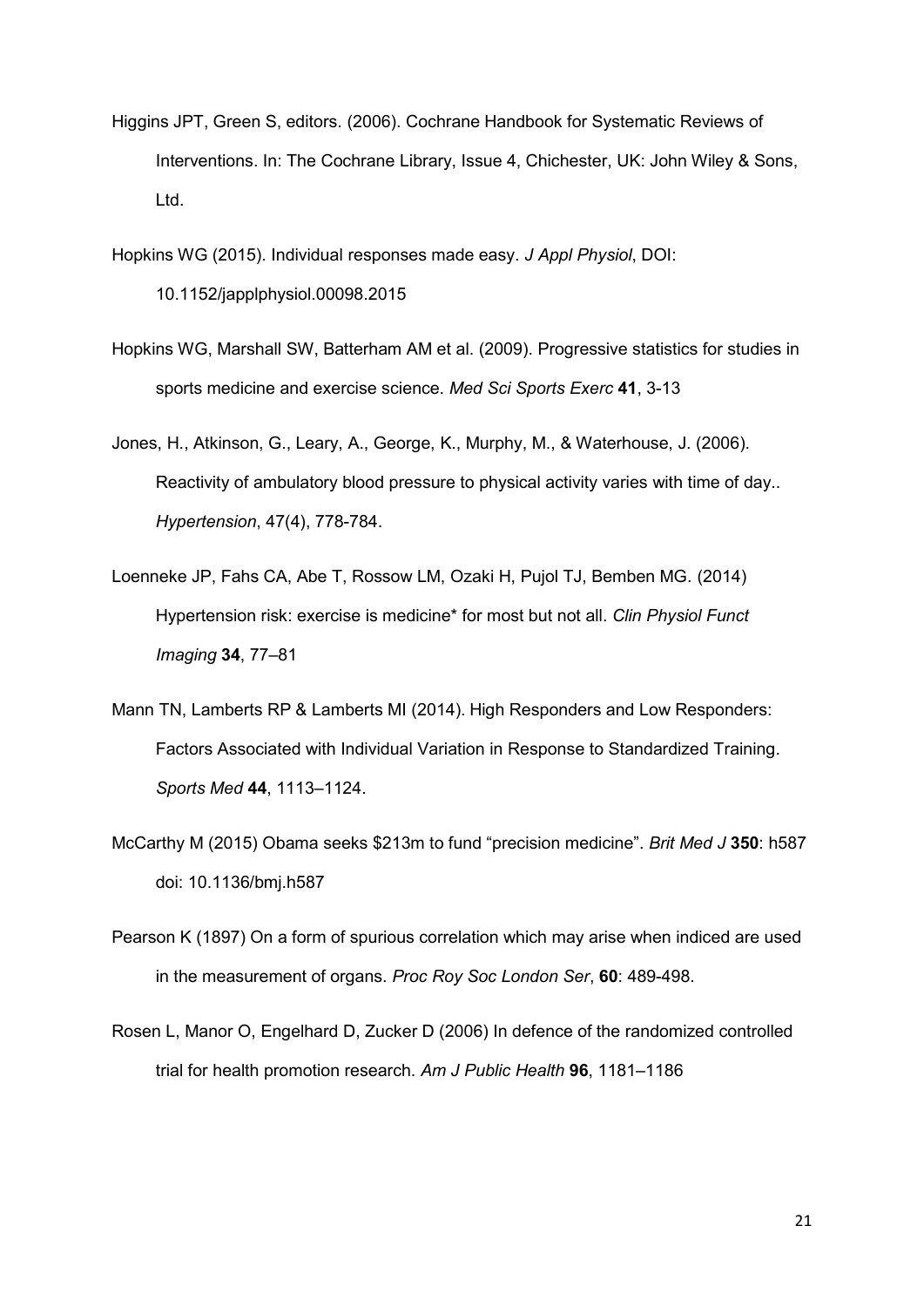Higgins JPT, Green S, editors. (2006). Cochrane Handbook for Systematic Reviews of Interventions. In: The Cochrane Library, Issue 4, Chichester, UK: John Wiley & Sons, Ltd.

Hopkins WG (2015). Individual responses made easy. *J Appl Physiol*, DOI: 10.1152/japplphysiol.00098.2015

Hopkins WG, Marshall SW, Batterham AM et al. (2009). Progressive statistics for studies in sports medicine and exercise science. *Med Sci Sports Exerc* **41**, 3-13

Jones, H., Atkinson, G., Leary, A., George, K., Murphy, M., & Waterhouse, J. (2006). Reactivity of ambulatory blood pressure to physical activity varies with time of day.. *Hypertension*, 47(4), 778-784.

Loenneke JP, Fahs CA, Abe T, Rossow LM, Ozaki H, Pujol TJ, Bemben MG. (2014) Hypertension risk: exercise is medicine* for most but not all. *Clin Physiol Funct Imaging* **34**, 77–81

Mann TN, Lamberts RP & Lamberts MI (2014). High Responders and Low Responders: Factors Associated with Individual Variation in Response to Standardized Training. *Sports Med* **44**, 1113–1124.

McCarthy M (2015) Obama seeks $213m to fund "precision medicine". *Brit Med J* **350**: h587 doi: 10.1136/bmj.h587

Pearson K (1897) On a form of spurious correlation which may arise when indiced are used in the measurement of organs. *Proc Roy Soc London Ser*, **60**: 489-498.

Rosen L, Manor O, Engelhard D, Zucker D (2006) In defence of the randomized controlled trial for health promotion research. *Am J Public Health* **96**, 1181–1186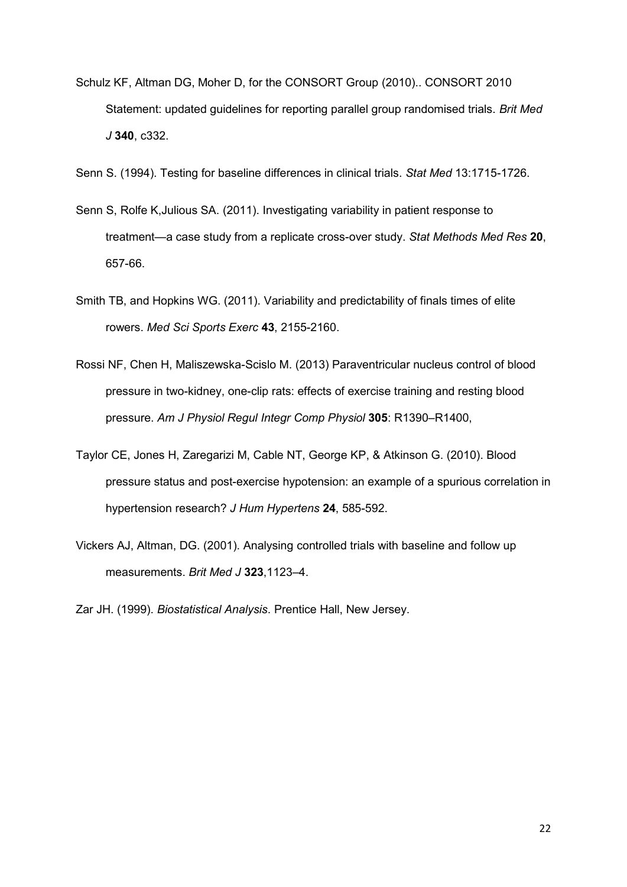Schulz KF, Altman DG, Moher D, for the CONSORT Group (2010).. CONSORT 2010 Statement: updated guidelines for reporting parallel group randomised trials. *Brit Med J* **340**, c332.

Senn S. (1994). Testing for baseline differences in clinical trials. *Stat Med* 13:1715-1726.

Senn S, Rolfe K,Julious SA. (2011). Investigating variability in patient response to treatment—a case study from a replicate cross-over study. *Stat Methods Med Res* **20**, 657-66.

Smith TB, and Hopkins WG. (2011). Variability and predictability of finals times of elite rowers. *Med Sci Sports Exerc* **43**, 2155-2160.

Rossi NF, Chen H, Maliszewska-Scislo M. (2013) Paraventricular nucleus control of blood pressure in two-kidney, one-clip rats: effects of exercise training and resting blood pressure. *Am J Physiol Regul Integr Comp Physiol* **305**: R1390–R1400,

Taylor CE, Jones H, Zaregarizi M, Cable NT, George KP, & Atkinson G. (2010). Blood pressure status and post-exercise hypotension: an example of a spurious correlation in hypertension research? *J Hum Hypertens* **24**, 585-592.

Vickers AJ, Altman, DG. (2001). Analysing controlled trials with baseline and follow up measurements. *Brit Med J* **323**,1123–4.

Zar JH. (1999). *Biostatistical Analysis*. Prentice Hall, New Jersey.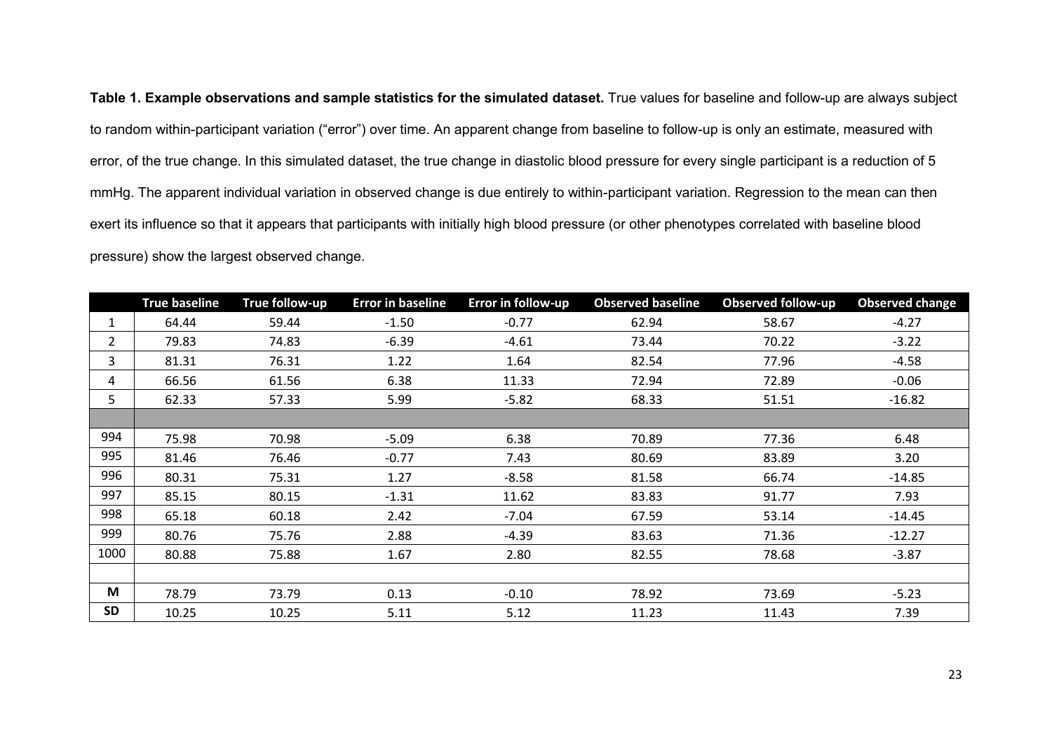**Table 1. Example observations and sample statistics for the simulated dataset.** True values for baseline and follow-up are always subject to random within-participant variation ("error") over time. An apparent change from baseline to follow-up is only an estimate, measured with error, of the true change. In this simulated dataset, the true change in diastolic blood pressure for every single participant is a reduction of 5 mmHg. The apparent individual variation in observed change is due entirely to within-participant variation. Regression to the mean can then exert its influence so that it appears that participants with initially high blood pressure (or other phenotypes correlated with baseline blood pressure) show the largest observed change.

| | True baseline | True follow-up | Error in baseline | Error in follow-up | Observed baseline | Observed follow-up | Observed change |
|---|---|---|---|---|---|---|---|
| 1 | 64.44 | 59.44 | -1.50 | -0.77 | 62.94 | 58.67 | -4.27 |
| 2 | 79.83 | 74.83 | -6.39 | -4.61 | 73.44 | 70.22 | -3.22 |
| 3 | 81.31 | 76.31 | 1.22 | 1.64 | 82.54 | 77.96 | -4.58 |
| 4 | 66.56 | 61.56 | 6.38 | 11.33 | 72.94 | 72.89 | -0.06 |
| 5 | 62.33 | 57.33 | 5.99 | -5.82 | 68.33 | 51.51 | -16.82 |
| | | | | | | | |
| 994 | 75.98 | 70.98 | -5.09 | 6.38 | 70.89 | 77.36 | 6.48 |
| 995 | 81.46 | 76.46 | -0.77 | 7.43 | 80.69 | 83.89 | 3.20 |
| 996 | 80.31 | 75.31 | 1.27 | -8.58 | 81.58 | 66.74 | -14.85 |
| 997 | 85.15 | 80.15 | -1.31 | 11.62 | 83.83 | 91.77 | 7.93 |
| 998 | 65.18 | 60.18 | 2.42 | -7.04 | 67.59 | 53.14 | -14.45 |
| 999 | 80.76 | 75.76 | 2.88 | -4.39 | 83.63 | 71.36 | -12.27 |
| 1000 | 80.88 | 75.88 | 1.67 | 2.80 | 82.55 | 78.68 | -3.87 |
| | | | | | | | |
| **M** | 78.79 | 73.79 | 0.13 | -0.10 | 78.92 | 73.69 | -5.23 |
| **SD** | 10.25 | 10.25 | 5.11 | 5.12 | 11.23 | 11.43 | 7.39 |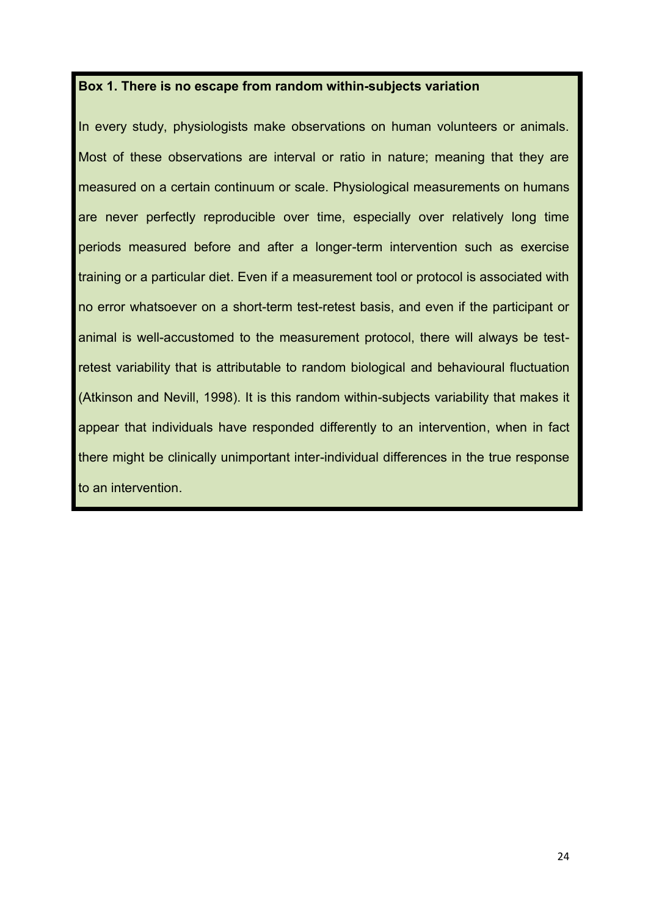**Box 1. There is no escape from random within-subjects variation**

In every study, physiologists make observations on human volunteers or animals. Most of these observations are interval or ratio in nature; meaning that they are measured on a certain continuum or scale. Physiological measurements on humans are never perfectly reproducible over time, especially over relatively long time periods measured before and after a longer-term intervention such as exercise training or a particular diet. Even if a measurement tool or protocol is associated with no error whatsoever on a short-term test-retest basis, and even if the participant or animal is well-accustomed to the measurement protocol, there will always be test-retest variability that is attributable to random biological and behavioural fluctuation (Atkinson and Nevill, 1998). It is this random within-subjects variability that makes it appear that individuals have responded differently to an intervention, when in fact there might be clinically unimportant inter-individual differences in the true response to an intervention.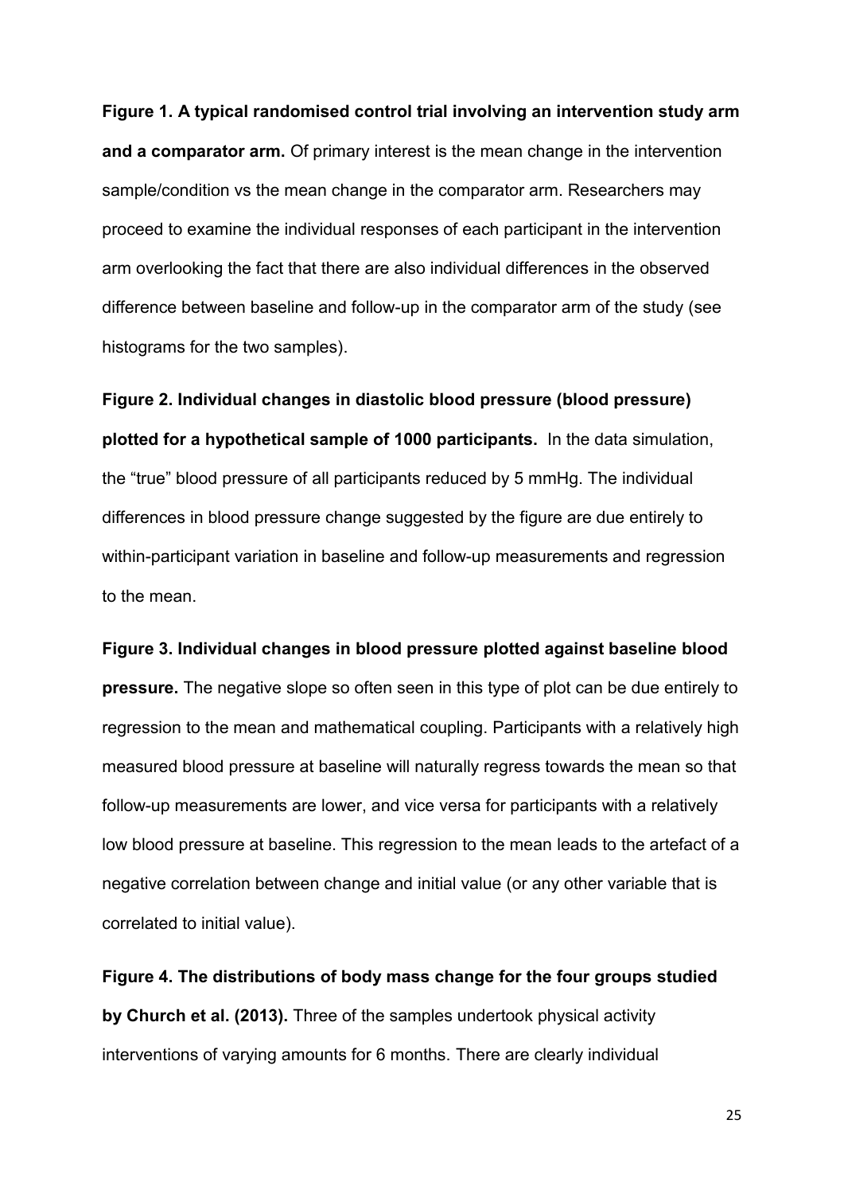**Figure 1. A typical randomised control trial involving an intervention study arm and a comparator arm.** Of primary interest is the mean change in the intervention sample/condition vs the mean change in the comparator arm. Researchers may proceed to examine the individual responses of each participant in the intervention arm overlooking the fact that there are also individual differences in the observed difference between baseline and follow-up in the comparator arm of the study (see histograms for the two samples).

**Figure 2. Individual changes in diastolic blood pressure (blood pressure) plotted for a hypothetical sample of 1000 participants.** In the data simulation, the "true" blood pressure of all participants reduced by 5 mmHg. The individual differences in blood pressure change suggested by the figure are due entirely to within-participant variation in baseline and follow-up measurements and regression to the mean.

**Figure 3. Individual changes in blood pressure plotted against baseline blood pressure.** The negative slope so often seen in this type of plot can be due entirely to regression to the mean and mathematical coupling. Participants with a relatively high measured blood pressure at baseline will naturally regress towards the mean so that follow-up measurements are lower, and vice versa for participants with a relatively low blood pressure at baseline. This regression to the mean leads to the artefact of a negative correlation between change and initial value (or any other variable that is correlated to initial value).

**Figure 4. The distributions of body mass change for the four groups studied by Church et al. (2013).** Three of the samples undertook physical activity interventions of varying amounts for 6 months. There are clearly individual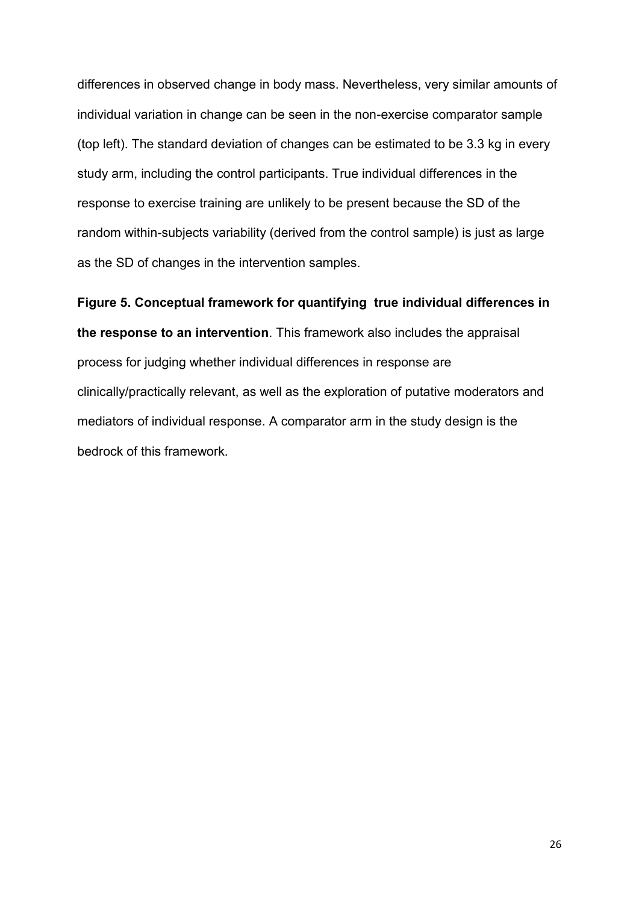differences in observed change in body mass. Nevertheless, very similar amounts of individual variation in change can be seen in the non-exercise comparator sample (top left). The standard deviation of changes can be estimated to be 3.3 kg in every study arm, including the control participants. True individual differences in the response to exercise training are unlikely to be present because the SD of the random within-subjects variability (derived from the control sample) is just as large as the SD of changes in the intervention samples.

**Figure 5. Conceptual framework for quantifying true individual differences in the response to an intervention**. This framework also includes the appraisal process for judging whether individual differences in response are clinically/practically relevant, as well as the exploration of putative moderators and mediators of individual response. A comparator arm in the study design is the bedrock of this framework.